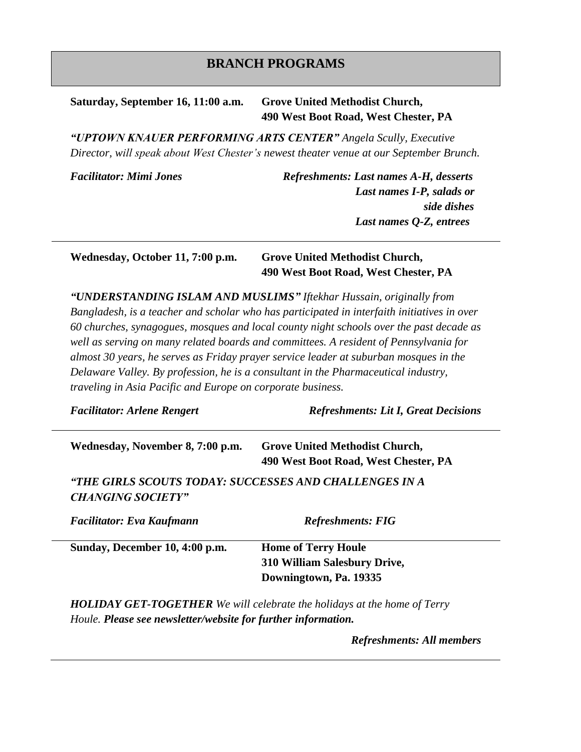# BRANCH PROGRAMS

**Saturday, September 16, 11:00 a.m.** **Grove United Methodist Church, 490 West Boot Road, West Chester, PA**

***"UPTOWN KNAUER PERFORMING ARTS CENTER"*** *Angela Scully, Executive Director, will speak about West Chester's newest theater venue at our September Brunch.*

***Facilitator: Mimi Jones***

***Refreshments: Last names A-H, desserts***
***Last names I-P, salads or side dishes***
***Last names Q-Z, entrees***

---

**Wednesday, October 11, 7:00 p.m.** **Grove United Methodist Church, 490 West Boot Road, West Chester, PA**

***"UNDERSTANDING ISLAM AND MUSLIMS"*** *Iftekhar Hussain, originally from Bangladesh, is a teacher and scholar who has participated in interfaith initiatives in over 60 churches, synagogues, mosques and local county night schools over the past decade as well as serving on many related boards and committees. A resident of Pennsylvania for almost 30 years, he serves as Friday prayer service leader at suburban mosques in the Delaware Valley. By profession, he is a consultant in the Pharmaceutical industry, traveling in Asia Pacific and Europe on corporate business.*

***Facilitator: Arlene Rengert***

***Refreshments: Lit I, Great Decisions***

---

**Wednesday, November 8, 7:00 p.m.** **Grove United Methodist Church, 490 West Boot Road, West Chester, PA**

***"THE GIRLS SCOUTS TODAY: SUCCESSES AND CHALLENGES IN A CHANGING SOCIETY"***

***Facilitator: Eva Kaufmann***

***Refreshments: FIG***

---

**Sunday, December 10, 4:00 p.m.** **Home of Terry Houle, 310 William Salesbury Drive, Downingtown, Pa. 19335**

***HOLIDAY GET-TOGETHER*** *We will celebrate the holidays at the home of Terry Houle.* ***Please see newsletter/website for further information.***

***Refreshments: All members***

---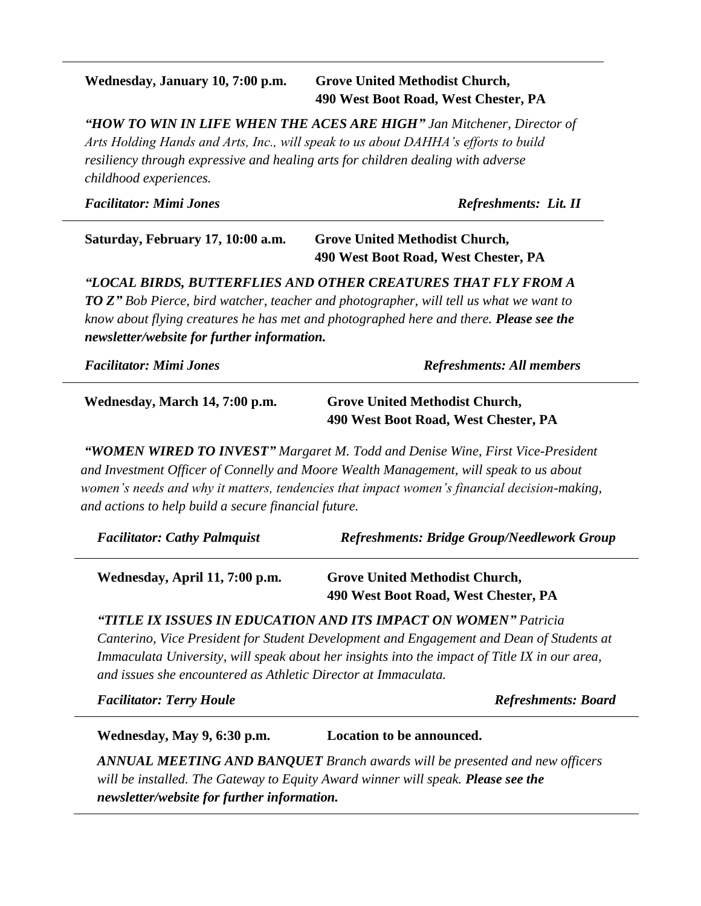---

**Wednesday, January 10, 7:00 p.m.** **Grove United Methodist Church, 490 West Boot Road, West Chester, PA**

***"HOW TO WIN IN LIFE WHEN THE ACES ARE HIGH"*** *Jan Mitchener, Director of Arts Holding Hands and Arts, Inc., will speak to us about DAHHA's efforts to build resiliency through expressive and healing arts for children dealing with adverse childhood experiences.*

***Facilitator: Mimi Jones*** ***Refreshments: Lit. II***

---

**Saturday, February 17, 10:00 a.m.** **Grove United Methodist Church, 490 West Boot Road, West Chester, PA**

***"LOCAL BIRDS, BUTTERFLIES AND OTHER CREATURES THAT FLY FROM A TO Z"*** *Bob Pierce, bird watcher, teacher and photographer, will tell us what we want to know about flying creatures he has met and photographed here and there.* ***Please see the newsletter/website for further information.***

***Facilitator: Mimi Jones*** ***Refreshments: All members***

---

**Wednesday, March 14, 7:00 p.m.** **Grove United Methodist Church, 490 West Boot Road, West Chester, PA**

***"WOMEN WIRED TO INVEST"*** *Margaret M. Todd and Denise Wine, First Vice-President and Investment Officer of Connelly and Moore Wealth Management, will speak to us about women's needs and why it matters, tendencies that impact women's financial decision-making, and actions to help build a secure financial future.*

***Facilitator: Cathy Palmquist*** ***Refreshments: Bridge Group/Needlework Group***

---

**Wednesday, April 11, 7:00 p.m.** **Grove United Methodist Church, 490 West Boot Road, West Chester, PA**

***"TITLE IX ISSUES IN EDUCATION AND ITS IMPACT ON WOMEN"*** *Patricia Canterino, Vice President for Student Development and Engagement and Dean of Students at Immaculata University, will speak about her insights into the impact of Title IX in our area, and issues she encountered as Athletic Director at Immaculata.*

***Facilitator: Terry Houle*** ***Refreshments: Board***

---

**Wednesday, May 9, 6:30 p.m.** **Location to be announced.**

***ANNUAL MEETING AND BANQUET*** *Branch awards will be presented and new officers will be installed. The Gateway to Equity Award winner will speak.* ***Please see the newsletter/website for further information.***

---